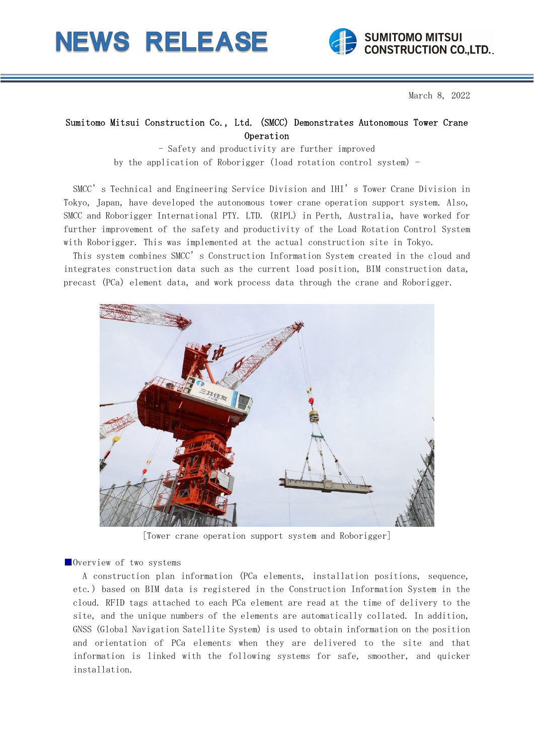# NEWS RELEASE

SUMITOMO MITSUI CONSTRUCTION CO.,LTD.

March 8, 2022

## Sumitomo Mitsui Construction Co., Ltd. (SMCC) Demonstrates Autonomous Tower Crane Operation

- Safety and productivity are further improved by the application of Roborigger (load rotation control system) -

SMCC's Technical and Engineering Service Division and IHI's Tower Crane Division in Tokyo, Japan, have developed the autonomous tower crane operation support system. Also, SMCC and Roborigger International PTY. LTD. (RIPL) in Perth, Australia, have worked for further improvement of the safety and productivity of the Load Rotation Control System with Roborigger. This was implemented at the actual construction site in Tokyo.

This system combines SMCC's Construction Information System created in the cloud and integrates construction data such as the current load position, BIM construction data, precast (PCa) element data, and work process data through the crane and Roborigger.

[Tower crane operation support system and Roborigger]

■Overview of two systems

A construction plan information (PCa elements, installation positions, sequence, etc.) based on BIM data is registered in the Construction Information System in the cloud. RFID tags attached to each PCa element are read at the time of delivery to the site, and the unique numbers of the elements are automatically collated. In addition, GNSS (Global Navigation Satellite System) is used to obtain information on the position and orientation of PCa elements when they are delivered to the site and that information is linked with the following systems for safe, smoother, and quicker installation.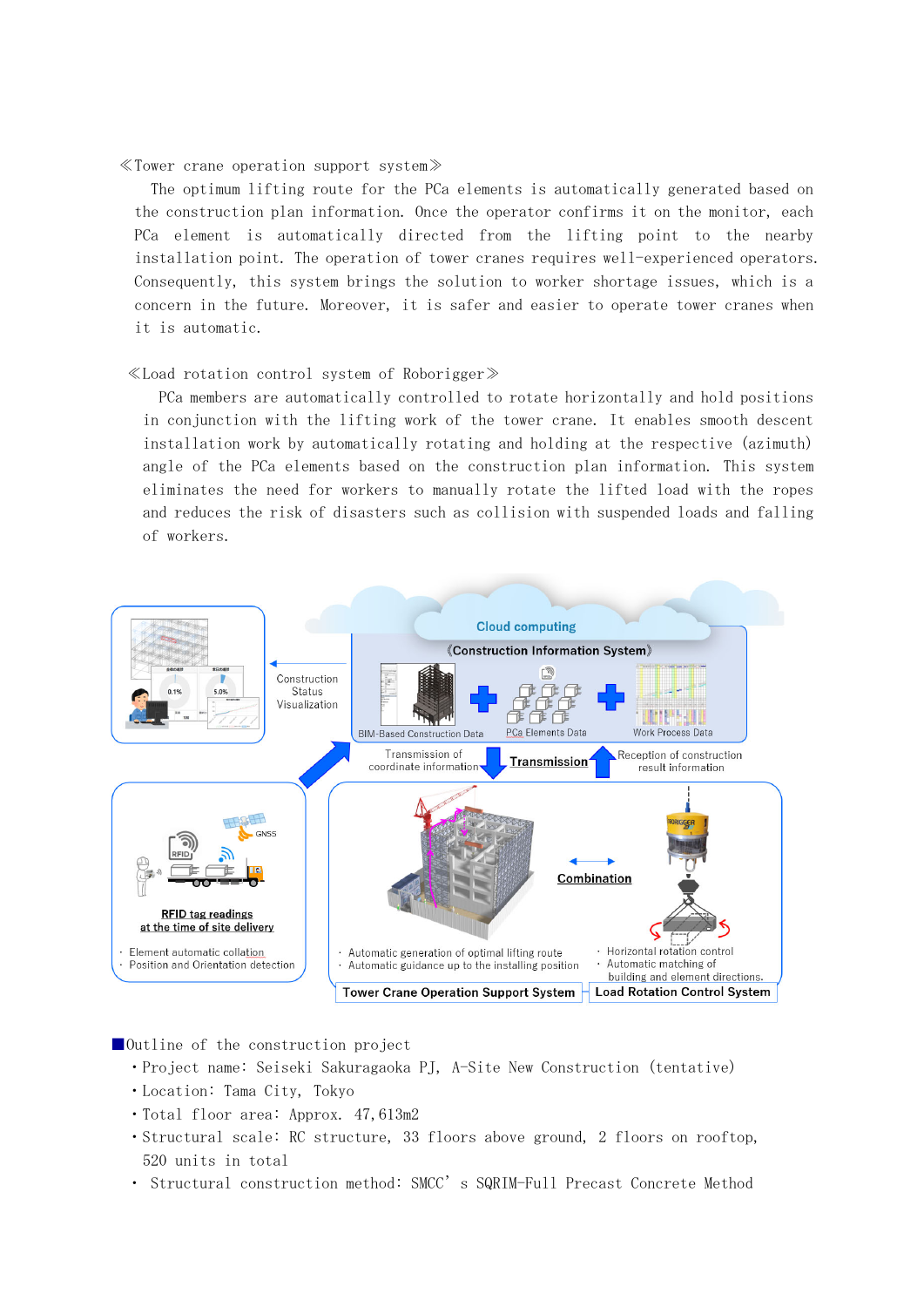≪Tower crane operation support system≫

The optimum lifting route for the PCa elements is automatically generated based on the construction plan information. Once the operator confirms it on the monitor, each PCa element is automatically directed from the lifting point to the nearby installation point. The operation of tower cranes requires well-experienced operators. Consequently, this system brings the solution to worker shortage issues, which is a concern in the future. Moreover, it is safer and easier to operate tower cranes when it is automatic.

≪Load rotation control system of Roborigger≫

PCa members are automatically controlled to rotate horizontally and hold positions in conjunction with the lifting work of the tower crane. It enables smooth descent installation work by automatically rotating and holding at the respective (azimuth) angle of the PCa elements based on the construction plan information. This system eliminates the need for workers to manually rotate the lifted load with the ropes and reduces the risk of disasters such as collision with suspended loads and falling of workers.

Cloud computing

《Construction Information System》

BIM-Based Construction Data + PCa Elements Data + Work Process Data

Construction Status Visualization

Transmission of coordinate information

Transmission

Reception of construction result information

RFID tag readings at the time of site delivery

- Element automatic collation
- Position and Orientation detection

Combination

- Automatic generation of optimal lifting route
- Automatic guidance up to the installing position

Tower Crane Operation Support System

- Horizontal rotation control
- Automatic matching of building and element directions.

Load Rotation Control System

■Outline of the construction project

- Project name: Seiseki Sakuragaoka PJ, A-Site New Construction (tentative)
- Location: Tama City, Tokyo
- Total floor area: Approx. 47,613m2
- Structural scale: RC structure, 33 floors above ground, 2 floors on rooftop, 520 units in total
- Structural construction method: SMCC' s SQRIM-Full Precast Concrete Method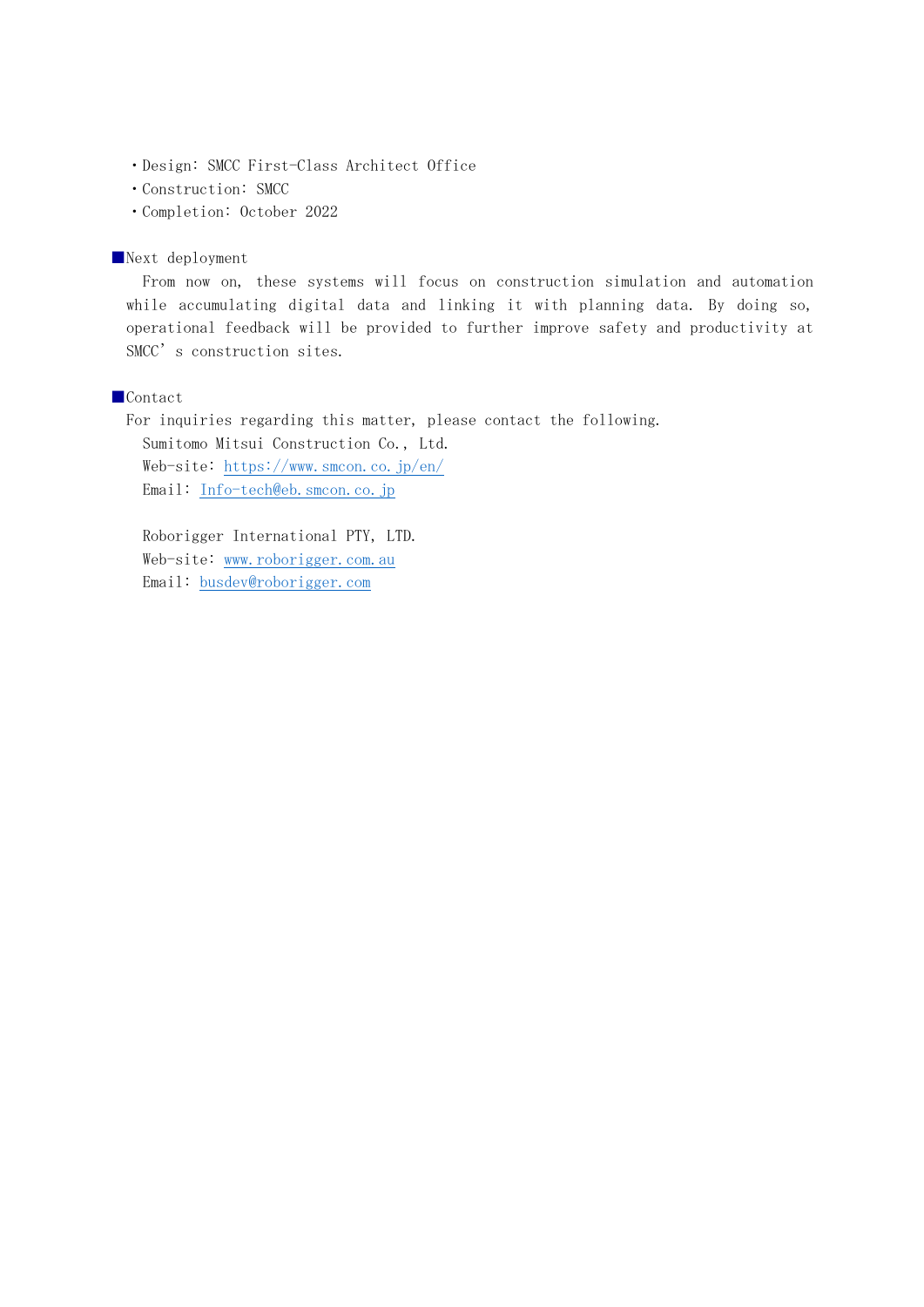・Design: SMCC First-Class Architect Office
・Construction: SMCC
・Completion: October 2022

## ■Next deployment

From now on, these systems will focus on construction simulation and automation while accumulating digital data and linking it with planning data. By doing so, operational feedback will be provided to further improve safety and productivity at SMCC’s construction sites.

## ■Contact

For inquiries regarding this matter, please contact the following.

Sumitomo Mitsui Construction Co., Ltd.
Web-site: https://www.smcon.co.jp/en/
Email: Info-tech@eb.smcon.co.jp

Roborigger International PTY, LTD.
Web-site: www.roborigger.com.au
Email: busdev@roborigger.com